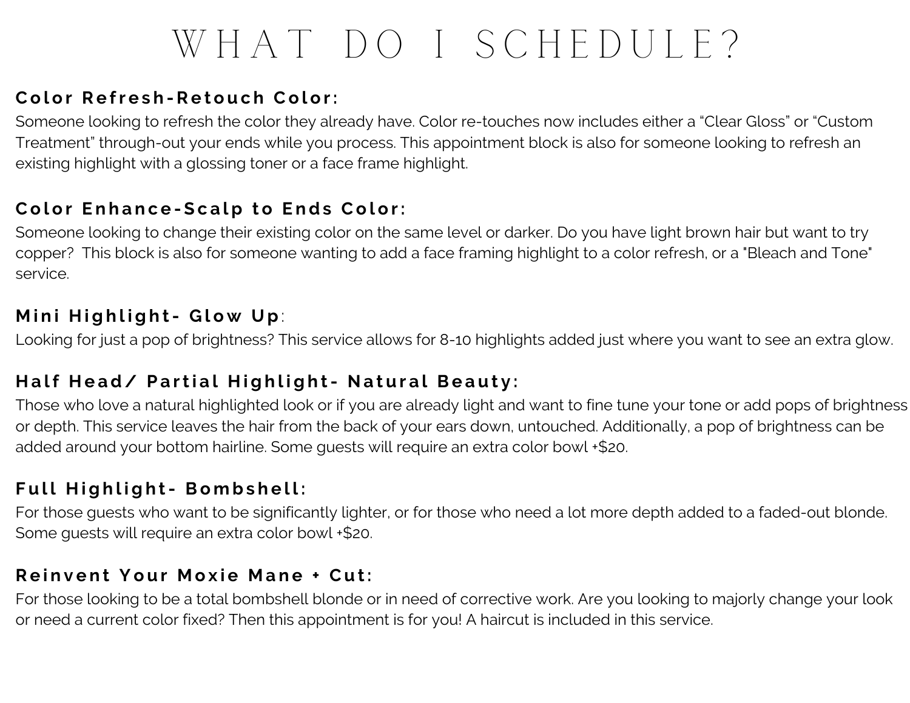# WHAT DO I SCHEDULE?

**Color Refresh-Retouch Color:**

Someone looking to refresh the color they already have. Color re-touches now includes either a “Clear Gloss” or “Custom Treatment” through-out your ends while you process. This appointment block is also for someone looking to refresh an existing highlight with a glossing toner or a face frame highlight.

**Color Enhance-Scalp to Ends Color:**

Someone looking to change their existing color on the same level or darker. Do you have light brown hair but want to try copper? This block is also for someone wanting to add a face framing highlight to a color refresh, or a "Bleach and Tone" service.

**Mini Highlight- Glow Up**:

Looking for just a pop of brightness? This service allows for 8-10 highlights added just where you want to see an extra glow.

**Half Head/ Partial Highlight- Natural Beauty:**

Those who love a natural highlighted look or if you are already light and want to fine tune your tone or add pops of brightness or depth. This service leaves the hair from the back of your ears down, untouched. Additionally, a pop of brightness can be added around your bottom hairline. Some guests will require an extra color bowl +$20.

**Full Highlight- Bombshell:**

For those guests who want to be significantly lighter, or for those who need a lot more depth added to a faded-out blonde. Some guests will require an extra color bowl +$20.

**Reinvent Your Moxie Mane + Cut:**

For those looking to be a total bombshell blonde or in need of corrective work. Are you looking to majorly change your look or need a current color fixed? Then this appointment is for you! A haircut is included in this service.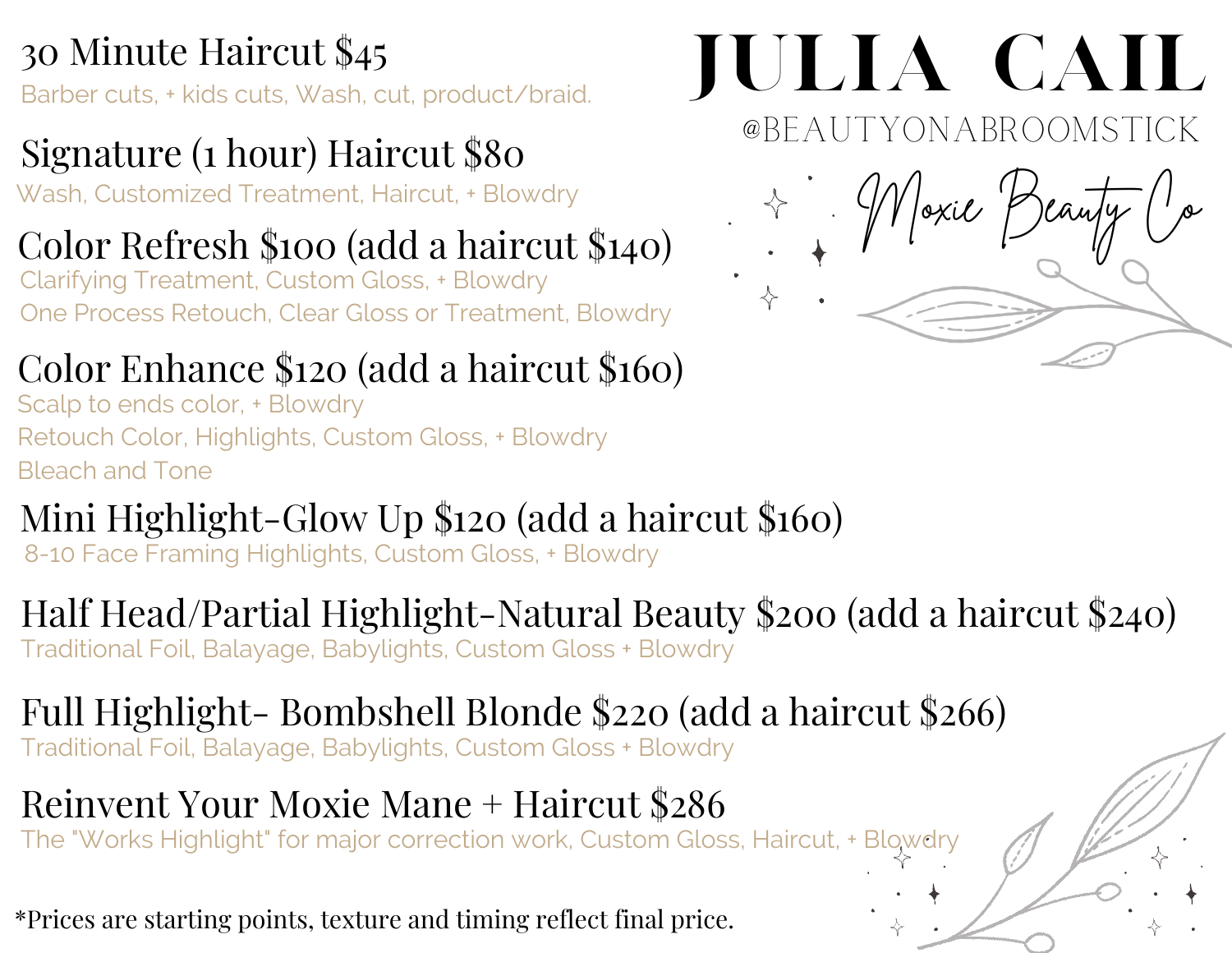# JULIA CAIL

@BEAUTYONABROOMSTICK

Moxie Beauty Co

## 30 Minute Haircut $45

Barber cuts, + kids cuts, Wash, cut, product/braid.

## Signature (1 hour) Haircut $80

Wash, Customized Treatment, Haircut, + Blowdry

## Color Refresh $100 (add a haircut $140)

Clarifying Treatment, Custom Gloss, + Blowdry

One Process Retouch, Clear Gloss or Treatment, Blowdry

## Color Enhance $120 (add a haircut $160)

Scalp to ends color, + Blowdry

Retouch Color, Highlights, Custom Gloss, + Blowdry

Bleach and Tone

## Mini Highlight-Glow Up $120 (add a haircut $160)

8-10 Face Framing Highlights, Custom Gloss, + Blowdry

## Half Head/Partial Highlight-Natural Beauty $200 (add a haircut $240)

Traditional Foil, Balayage, Babylights, Custom Gloss + Blowdry

## Full Highlight- Bombshell Blonde $220 (add a haircut $266)

Traditional Foil, Balayage, Babylights, Custom Gloss + Blowdry

## Reinvent Your Moxie Mane + Haircut $286

The "Works Highlight" for major correction work, Custom Gloss, Haircut, + Blowdry

*Prices are starting points, texture and timing reflect final price.